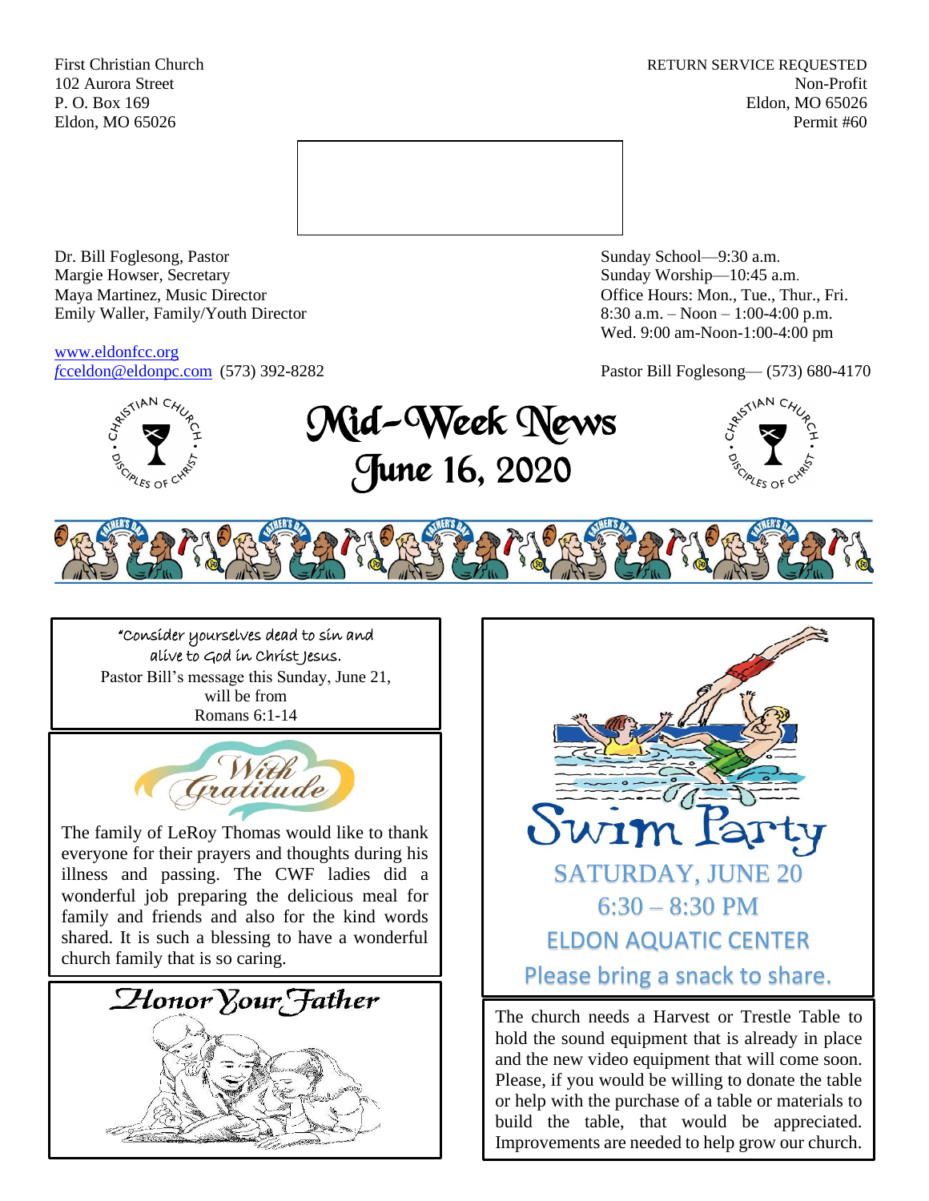First Christian Church
102 Aurora Street
P. O. Box 169
Eldon, MO 65026

RETURN SERVICE REQUESTED
Non-Profit
Eldon, MO 65026
Permit #60

Dr. Bill Foglesong, Pastor
Margie Howser, Secretary
Maya Martinez, Music Director
Emily Waller, Family/Youth Director

www.eldonfcc.org
fcceldon@eldonpc.com (573) 392-8282

Sunday School—9:30 a.m.
Sunday Worship—10:45 a.m.
Office Hours: Mon., Tue., Thur., Fri.
8:30 a.m. – Noon – 1:00-4:00 p.m.
Wed. 9:00 am-Noon-1:00-4:00 pm

Pastor Bill Foglesong— (573) 680-4170

# Mid-Week News
# June 16, 2020

"Consider yourselves dead to sin and alive to God in Christ Jesus.
Pastor Bill's message this Sunday, June 21, will be from
Romans 6:1-14

## With Gratitude

The family of LeRoy Thomas would like to thank everyone for their prayers and thoughts during his illness and passing. The CWF ladies did a wonderful job preparing the delicious meal for family and friends and also for the kind words shared. It is such a blessing to have a wonderful church family that is so caring.

## Honor Your Father

## Swim Party

SATURDAY, JUNE 20
6:30 – 8:30 PM
ELDON AQUATIC CENTER
Please bring a snack to share.

The church needs a Harvest or Trestle Table to hold the sound equipment that is already in place and the new video equipment that will come soon. Please, if you would be willing to donate the table or help with the purchase of a table or materials to build the table, that would be appreciated. Improvements are needed to help grow our church.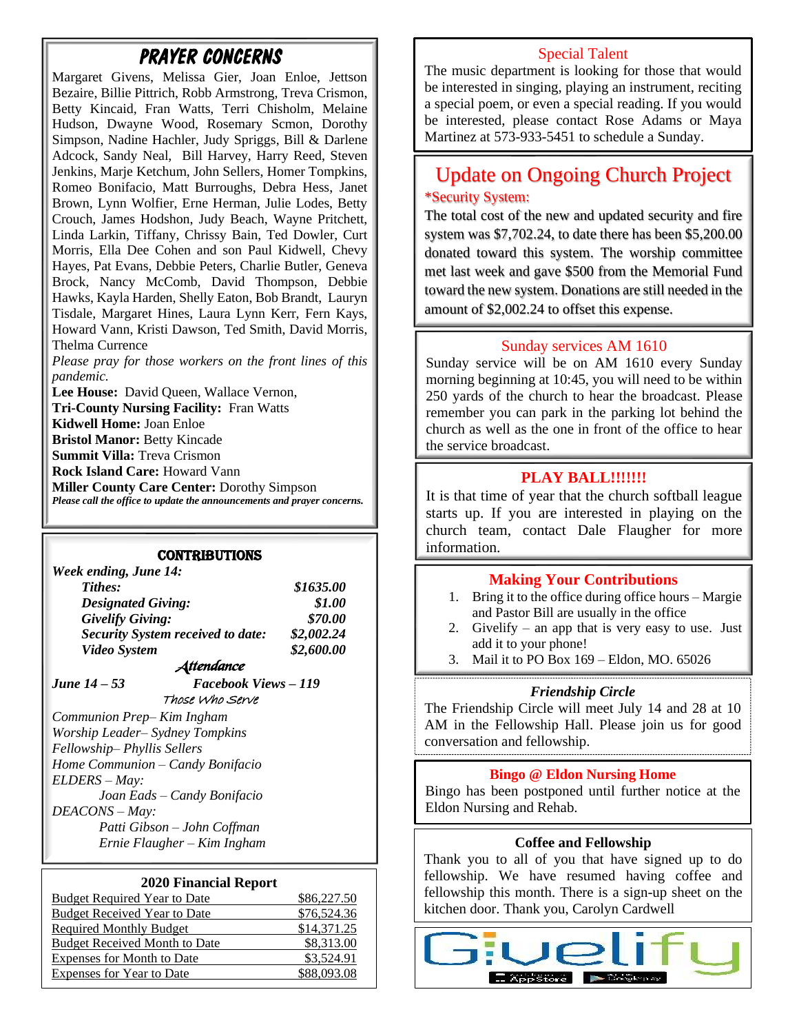## PRAYER CONCERNS

Margaret Givens, Melissa Gier, Joan Enloe, Jettson Bezaire, Billie Pittrich, Robb Armstrong, Treva Crismon, Betty Kincaid, Fran Watts, Terri Chisholm, Melaine Hudson, Dwayne Wood, Rosemary Scmon, Dorothy Simpson, Nadine Hachler, Judy Spriggs, Bill & Darlene Adcock, Sandy Neal, Bill Harvey, Harry Reed, Steven Jenkins, Marje Ketchum, John Sellers, Homer Tompkins, Romeo Bonifacio, Matt Burroughs, Debra Hess, Janet Brown, Lynn Wolfier, Erne Herman, Julie Lodes, Betty Crouch, James Hodshon, Judy Beach, Wayne Pritchett, Linda Larkin, Tiffany, Chrissy Bain, Ted Dowler, Curt Morris, Ella Dee Cohen and son Paul Kidwell, Chevy Hayes, Pat Evans, Debbie Peters, Charlie Butler, Geneva Brock, Nancy McComb, David Thompson, Debbie Hawks, Kayla Harden, Shelly Eaton, Bob Brandt, Lauryn Tisdale, Margaret Hines, Laura Lynn Kerr, Fern Kays, Howard Vann, Kristi Dawson, Ted Smith, David Morris, Thelma Currence

*Please pray for those workers on the front lines of this pandemic.*

**Lee House:** David Queen, Wallace Vernon,
**Tri-County Nursing Facility:** Fran Watts
**Kidwell Home:** Joan Enloe
**Bristol Manor:** Betty Kincade
**Summit Villa:** Treva Crismon
**Rock Island Care:** Howard Vann
**Miller County Care Center:** Dorothy Simpson

***Please call the office to update the announcements and prayer concerns.***

## CONTRIBUTIONS

*Week ending, June 14:*

| | |
|---|---|
| ***Tithes:*** | ***$1635.00*** |
| ***Designated Giving:*** | ***$1.00*** |
| ***Givelify Giving:*** | ***$70.00*** |
| ***Security System received to date:*** | ***$2,002.24*** |
| ***Video System*** | ***$2,600.00*** |

### *Attendance*

***June 14 – 53*** ***Facebook Views – 119***

*Those Who Serve*

*Communion Prep– Kim Ingham*
*Worship Leader– Sydney Tompkins*
*Fellowship– Phyllis Sellers*
*Home Communion – Candy Bonifacio*
*ELDERS – May:*
*Joan Eads – Candy Bonifacio*
*DEACONS – May:*
*Patti Gibson – John Coffman*
*Ernie Flaugher – Kim Ingham*

## 2020 Financial Report

| | |
|---|---|
| Budget Required Year to Date | $86,227.50 |
| Budget Received Year to Date | $76,524.36 |
| Required Monthly Budget | $14,371.25 |
| Budget Received Month to Date | $8,313.00 |
| Expenses for Month to Date | $3,524.91 |
| Expenses for Year to Date | $88,093.08 |

## Special Talent

The music department is looking for those that would be interested in singing, playing an instrument, reciting a special poem, or even a special reading. If you would be interested, please contact Rose Adams or Maya Martinez at 573-933-5451 to schedule a Sunday.

## Update on Ongoing Church Project

*Security System:

The total cost of the new and updated security and fire system was $7,702.24, to date there has been $5,200.00 donated toward this system. The worship committee met last week and gave $500 from the Memorial Fund toward the new system. Donations are still needed in the amount of $2,002.24 to offset this expense.

## Sunday services AM 1610

Sunday service will be on AM 1610 every Sunday morning beginning at 10:45, you will need to be within 250 yards of the church to hear the broadcast. Please remember you can park in the parking lot behind the church as well as the one in front of the office to hear the service broadcast.

## PLAY BALL!!!!!!!

It is that time of year that the church softball league starts up. If you are interested in playing on the church team, contact Dale Flaugher for more information.

## Making Your Contributions

1. Bring it to the office during office hours – Margie and Pastor Bill are usually in the office
2. Givelify – an app that is very easy to use. Just add it to your phone!
3. Mail it to PO Box 169 – Eldon, MO. 65026

## *Friendship Circle*

The Friendship Circle will meet July 14 and 28 at 10 AM in the Fellowship Hall. Please join us for good conversation and fellowship.

## Bingo @ Eldon Nursing Home

Bingo has been postponed until further notice at the Eldon Nursing and Rehab.

## Coffee and Fellowship

Thank you to all of you that have signed up to do fellowship. We have resumed having coffee and fellowship this month. There is a sign-up sheet on the kitchen door. Thank you, Carolyn Cardwell

Givelify